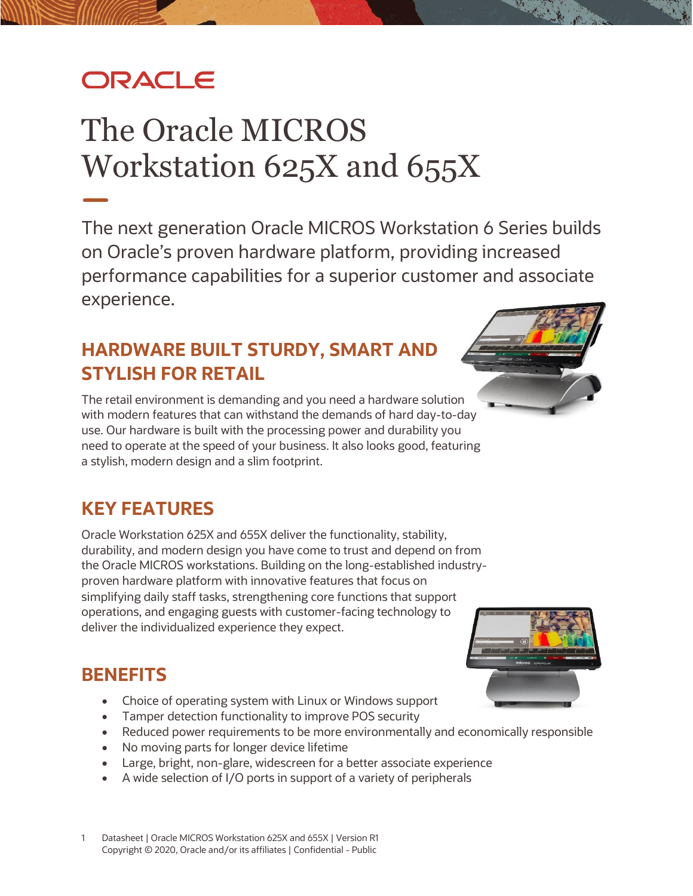ORACLE

# The Oracle MICROS Workstation 625X and 655X

The next generation Oracle MICROS Workstation 6 Series builds on Oracle's proven hardware platform, providing increased performance capabilities for a superior customer and associate experience.

## HARDWARE BUILT STURDY, SMART AND STYLISH FOR RETAIL

The retail environment is demanding and you need a hardware solution with modern features that can withstand the demands of hard day-to-day use. Our hardware is built with the processing power and durability you need to operate at the speed of your business. It also looks good, featuring a stylish, modern design and a slim footprint.

## KEY FEATURES

Oracle Workstation 625X and 655X deliver the functionality, stability, durability, and modern design you have come to trust and depend on from the Oracle MICROS workstations. Building on the long-established industry-proven hardware platform with innovative features that focus on simplifying daily staff tasks, strengthening core functions that support operations, and engaging guests with customer-facing technology to deliver the individualized experience they expect.

## BENEFITS

- Choice of operating system with Linux or Windows support
- Tamper detection functionality to improve POS security
- Reduced power requirements to be more environmentally and economically responsible
- No moving parts for longer device lifetime
- Large, bright, non-glare, widescreen for a better associate experience
- A wide selection of I/O ports in support of a variety of peripherals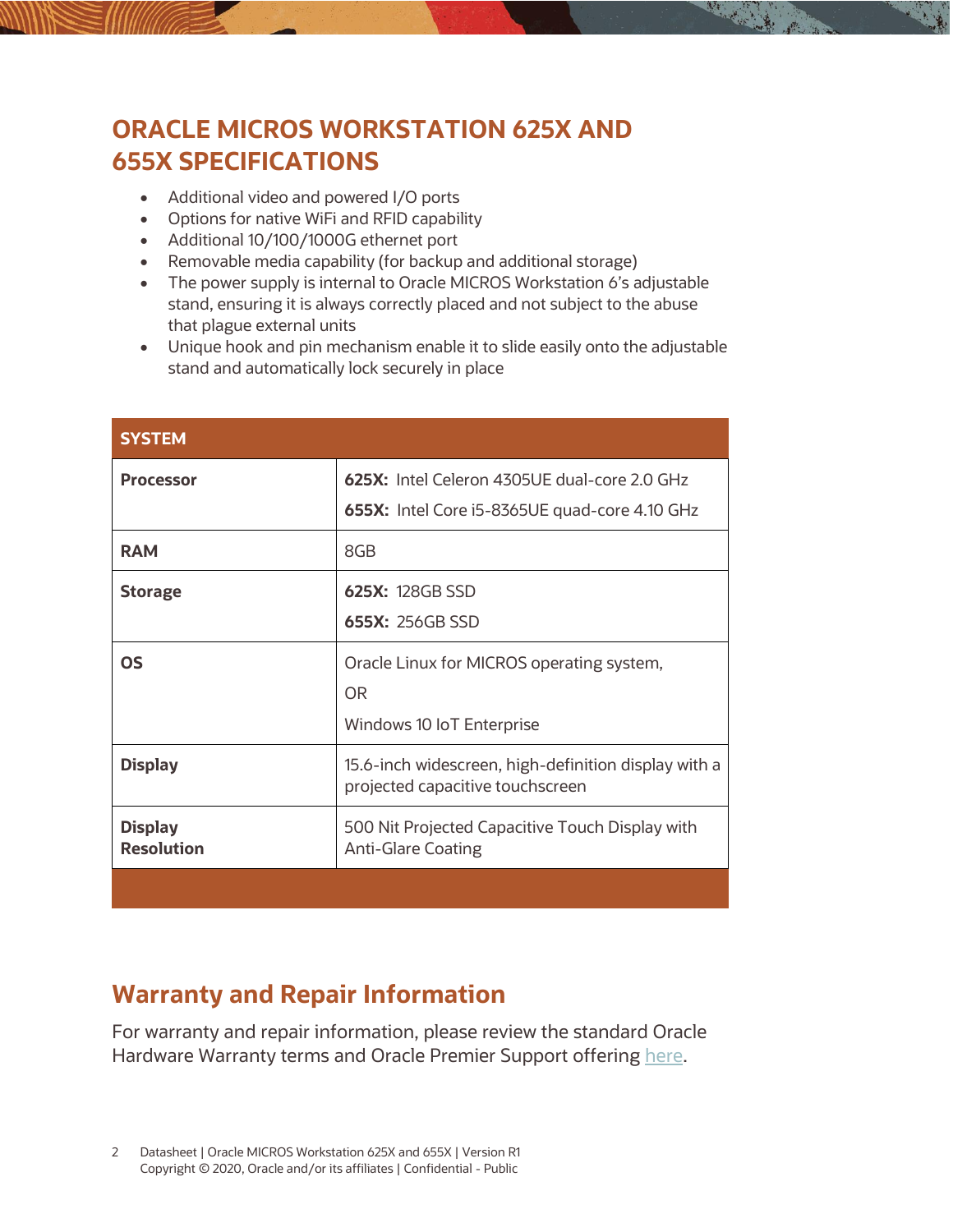## ORACLE MICROS WORKSTATION 625X AND 655X SPECIFICATIONS

- Additional video and powered I/O ports
- Options for native WiFi and RFID capability
- Additional 10/100/1000G ethernet port
- Removable media capability (for backup and additional storage)
- The power supply is internal to Oracle MICROS Workstation 6's adjustable stand, ensuring it is always correctly placed and not subject to the abuse that plague external units
- Unique hook and pin mechanism enable it to slide easily onto the adjustable stand and automatically lock securely in place

| SYSTEM | |
|---|---|
| **Processor** | **625X:** Intel Celeron 4305UE dual-core 2.0 GHz<br>**655X:** Intel Core i5-8365UE quad-core 4.10 GHz |
| **RAM** | 8GB |
| **Storage** | **625X:** 128GB SSD<br>**655X:** 256GB SSD |
| **OS** | Oracle Linux for MICROS operating system,<br>OR<br>Windows 10 IoT Enterprise |
| **Display** | 15.6-inch widescreen, high-definition display with a projected capacitive touchscreen |
| **Display Resolution** | 500 Nit Projected Capacitive Touch Display with Anti-Glare Coating |

## Warranty and Repair Information

For warranty and repair information, please review the standard Oracle Hardware Warranty terms and Oracle Premier Support offering here.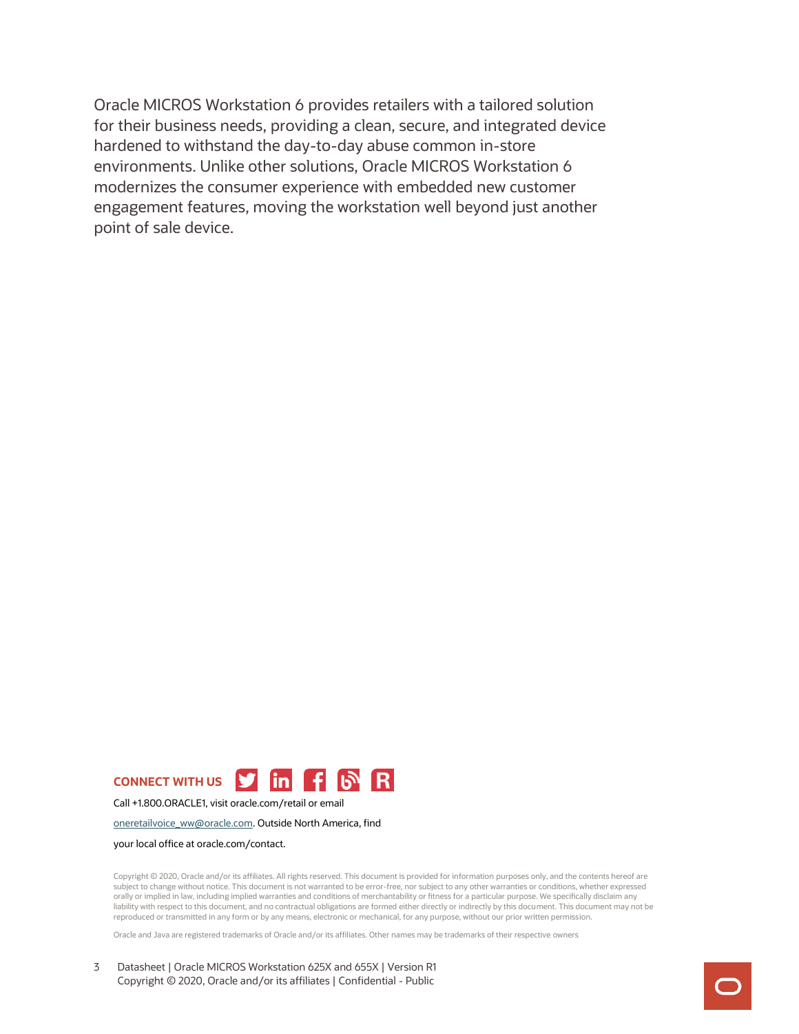Oracle MICROS Workstation 6 provides retailers with a tailored solution for their business needs, providing a clean, secure, and integrated device hardened to withstand the day-to-day abuse common in-store environments. Unlike other solutions, Oracle MICROS Workstation 6 modernizes the consumer experience with embedded new customer engagement features, moving the workstation well beyond just another point of sale device.

**CONNECT WITH US**

Call +1.800.ORACLE1, visit oracle.com/retail or email

oneretailvoice_ww@oracle.com. Outside North America, find

your local office at oracle.com/contact.

Copyright © 2020, Oracle and/or its affiliates. All rights reserved. This document is provided for information purposes only, and the contents hereof are subject to change without notice. This document is not warranted to be error-free, nor subject to any other warranties or conditions, whether expressed orally or implied in law, including implied warranties and conditions of merchantability or fitness for a particular purpose. We specifically disclaim any liability with respect to this document, and no contractual obligations are formed either directly or indirectly by this document. This document may not be reproduced or transmitted in any form or by any means, electronic or mechanical, for any purpose, without our prior written permission.

Oracle and Java are registered trademarks of Oracle and/or its affiliates. Other names may be trademarks of their respective owners